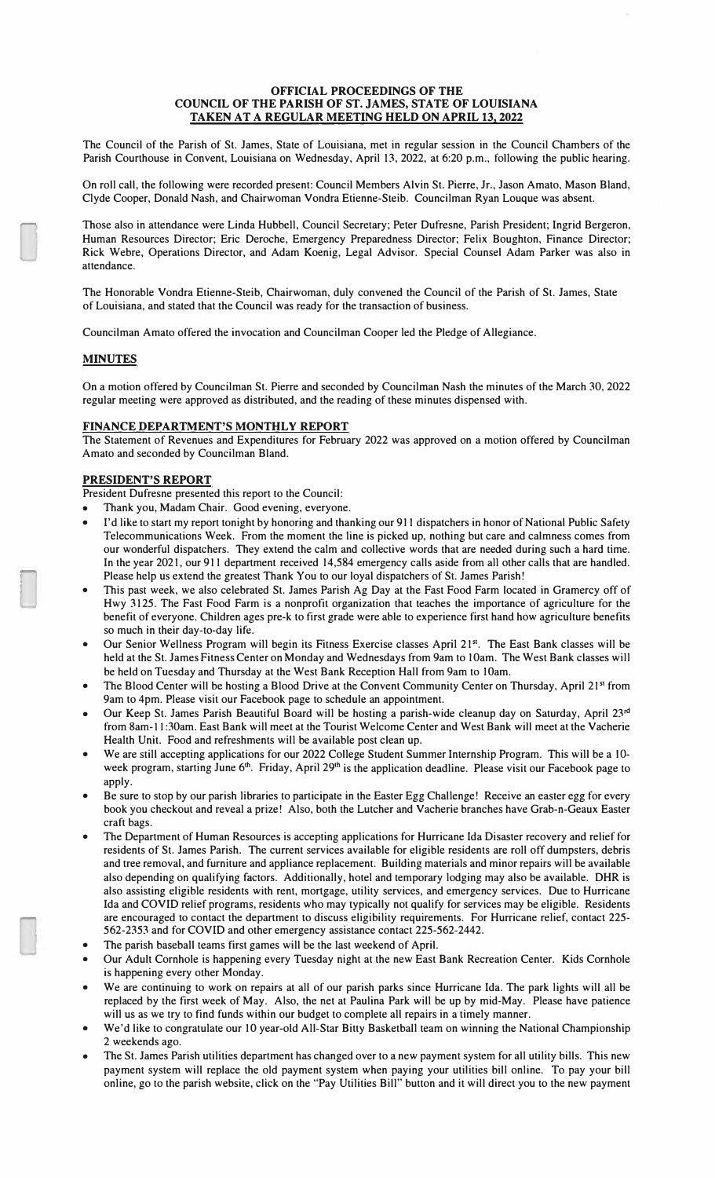**OFFICIAL PROCEEDINGS OF THE**
**COUNCIL OF THE PARISH OF ST. JAMES, STATE OF LOUISIANA**
**TAKEN AT A REGULAR MEETING HELD ON APRIL 13, 2022**

The Council of the Parish of St. James, State of Louisiana, met in regular session in the Council Chambers of the Parish Courthouse in Convent, Louisiana on Wednesday, April 13, 2022, at 6:20 p.m., following the public hearing.

On roll call, the following were recorded present: Council Members Alvin St. Pierre, Jr., Jason Amato, Mason Bland, Clyde Cooper, Donald Nash, and Chairwoman Vondra Etienne-Steib. Councilman Ryan Louque was absent.

Those also in attendance were Linda Hubbell, Council Secretary; Peter Dufresne, Parish President; Ingrid Bergeron, Human Resources Director; Eric Deroche, Emergency Preparedness Director; Felix Boughton, Finance Director; Rick Webre, Operations Director, and Adam Koenig, Legal Advisor. Special Counsel Adam Parker was also in attendance.

The Honorable Vondra Etienne-Steib, Chairwoman, duly convened the Council of the Parish of St. James, State of Louisiana, and stated that the Council was ready for the transaction of business.

Councilman Amato offered the invocation and Councilman Cooper led the Pledge of Allegiance.

**MINUTES**

On a motion offered by Councilman St. Pierre and seconded by Councilman Nash the minutes of the March 30, 2022 regular meeting were approved as distributed, and the reading of these minutes dispensed with.

**FINANCE DEPARTMENT'S MONTHLY REPORT**

The Statement of Revenues and Expenditures for February 2022 was approved on a motion offered by Councilman Amato and seconded by Councilman Bland.

**PRESIDENT'S REPORT**

President Dufresne presented this report to the Council:

- Thank you, Madam Chair. Good evening, everyone.
- I'd like to start my report tonight by honoring and thanking our 911 dispatchers in honor of National Public Safety Telecommunications Week. From the moment the line is picked up, nothing but care and calmness comes from our wonderful dispatchers. They extend the calm and collective words that are needed during such a hard time. In the year 2021, our 911 department received 14,584 emergency calls aside from all other calls that are handled. Please help us extend the greatest Thank You to our loyal dispatchers of St. James Parish!
- This past week, we also celebrated St. James Parish Ag Day at the Fast Food Farm located in Gramercy off of Hwy 3125. The Fast Food Farm is a nonprofit organization that teaches the importance of agriculture for the benefit of everyone. Children ages pre-k to first grade were able to experience first hand how agriculture benefits so much in their day-to-day life.
- Our Senior Wellness Program will begin its Fitness Exercise classes April 21st. The East Bank classes will be held at the St. James Fitness Center on Monday and Wednesdays from 9am to 10am. The West Bank classes will be held on Tuesday and Thursday at the West Bank Reception Hall from 9am to 10am.
- The Blood Center will be hosting a Blood Drive at the Convent Community Center on Thursday, April 21st from 9am to 4pm. Please visit our Facebook page to schedule an appointment.
- Our Keep St. James Parish Beautiful Board will be hosting a parish-wide cleanup day on Saturday, April 23rd from 8am-11:30am. East Bank will meet at the Tourist Welcome Center and West Bank will meet at the Vacherie Health Unit. Food and refreshments will be available post clean up.
- We are still accepting applications for our 2022 College Student Summer Internship Program. This will be a 10-week program, starting June 6th. Friday, April 29th is the application deadline. Please visit our Facebook page to apply.
- Be sure to stop by our parish libraries to participate in the Easter Egg Challenge! Receive an easter egg for every book you checkout and reveal a prize! Also, both the Lutcher and Vacherie branches have Grab-n-Geaux Easter craft bags.
- The Department of Human Resources is accepting applications for Hurricane Ida Disaster recovery and relief for residents of St. James Parish. The current services available for eligible residents are roll off dumpsters, debris and tree removal, and furniture and appliance replacement. Building materials and minor repairs will be available also depending on qualifying factors. Additionally, hotel and temporary lodging may also be available. DHR is also assisting eligible residents with rent, mortgage, utility services, and emergency services. Due to Hurricane Ida and COVID relief programs, residents who may typically not qualify for services may be eligible. Residents are encouraged to contact the department to discuss eligibility requirements. For Hurricane relief, contact 225-562-2353 and for COVID and other emergency assistance contact 225-562-2442.
- The parish baseball teams first games will be the last weekend of April.
- Our Adult Cornhole is happening every Tuesday night at the new East Bank Recreation Center. Kids Cornhole is happening every other Monday.
- We are continuing to work on repairs at all of our parish parks since Hurricane Ida. The park lights will all be replaced by the first week of May. Also, the net at Paulina Park will be up by mid-May. Please have patience will us as we try to find funds within our budget to complete all repairs in a timely manner.
- We'd like to congratulate our 10 year-old All-Star Bitty Basketball team on winning the National Championship 2 weekends ago.
- The St. James Parish utilities department has changed over to a new payment system for all utility bills. This new payment system will replace the old payment system when paying your utilities bill online. To pay your bill online, go to the parish website, click on the "Pay Utilities Bill" button and it will direct you to the new payment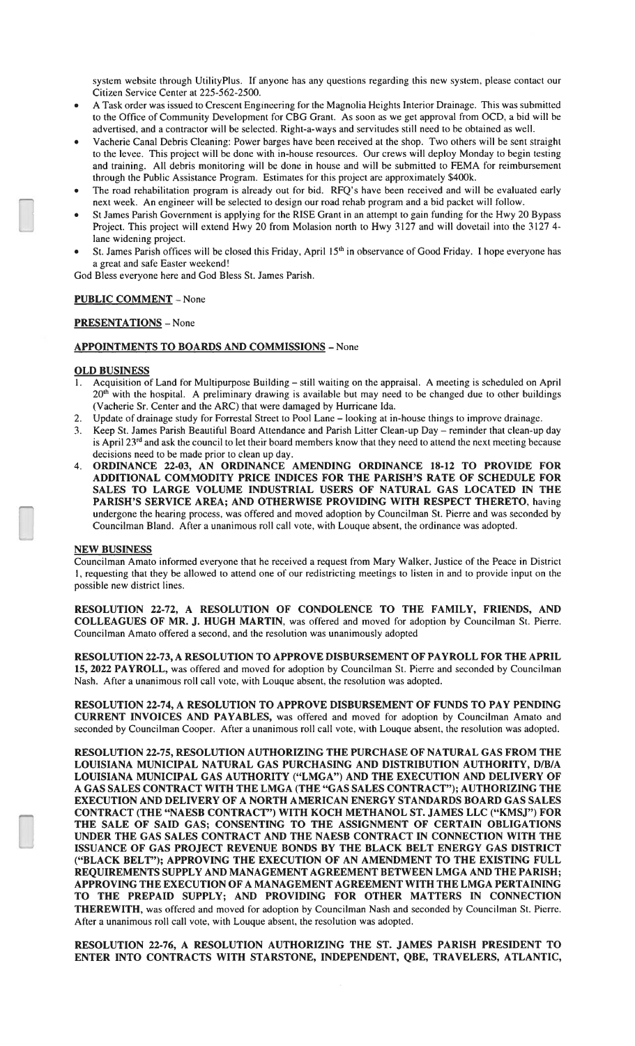system website through UtilityPlus. If anyone has any questions regarding this new system, please contact our Citizen Service Center at 225-562-2500.

- A Task order was issued to Crescent Engineering for the Magnolia Heights Interior Drainage. This was submitted to the Office of Community Development for CBG Grant. As soon as we get approval from OCD, a bid will be advertised, and a contractor will be selected. Right-a-ways and servitudes still need to be obtained as well.
- Vacherie Canal Debris Cleaning: Power barges have been received at the shop. Two others will be sent straight to the levee. This project will be done with in-house resources. Our crews will deploy Monday to begin testing and training. All debris monitoring will be done in house and will be submitted to FEMA for reimbursement through the Public Assistance Program. Estimates for this project are approximately $400k.
- The road rehabilitation program is already out for bid. RFQ's have been received and will be evaluated early next week. An engineer will be selected to design our road rehab program and a bid packet will follow.
- St James Parish Government is applying for the RISE Grant in an attempt to gain funding for the Hwy 20 Bypass Project. This project will extend Hwy 20 from Molasion north to Hwy 3127 and will dovetail into the 3127 4-lane widening project.
- St. James Parish offices will be closed this Friday, April 15th in observance of Good Friday. I hope everyone has a great and safe Easter weekend!

God Bless everyone here and God Bless St. James Parish.

**PUBLIC COMMENT** – None

**PRESENTATIONS** – None

**APPOINTMENTS TO BOARDS AND COMMISSIONS** – None

**OLD BUSINESS**

1. Acquisition of Land for Multipurpose Building – still waiting on the appraisal. A meeting is scheduled on April 20th with the hospital. A preliminary drawing is available but may need to be changed due to other buildings (Vacherie Sr. Center and the ARC) that were damaged by Hurricane Ida.
2. Update of drainage study for Forrestal Street to Pool Lane – looking at in-house things to improve drainage.
3. Keep St. James Parish Beautiful Board Attendance and Parish Litter Clean-up Day – reminder that clean-up day is April 23rd and ask the council to let their board members know that they need to attend the next meeting because decisions need to be made prior to clean up day.
4. **ORDINANCE 22-03, AN ORDINANCE AMENDING ORDINANCE 18-12 TO PROVIDE FOR ADDITIONAL COMMODITY PRICE INDICES FOR THE PARISH'S RATE OF SCHEDULE FOR SALES TO LARGE VOLUME INDUSTRIAL USERS OF NATURAL GAS LOCATED IN THE PARISH'S SERVICE AREA; AND OTHERWISE PROVIDING WITH RESPECT THERETO,** having undergone the hearing process, was offered and moved adoption by Councilman St. Pierre and was seconded by Councilman Bland. After a unanimous roll call vote, with Louque absent, the ordinance was adopted.

**NEW BUSINESS**

Councilman Amato informed everyone that he received a request from Mary Walker, Justice of the Peace in District 1, requesting that they be allowed to attend one of our redistricting meetings to listen in and to provide input on the possible new district lines.

**RESOLUTION 22-72, A RESOLUTION OF CONDOLENCE TO THE FAMILY, FRIENDS, AND COLLEAGUES OF MR. J. HUGH MARTIN,** was offered and moved for adoption by Councilman St. Pierre. Councilman Amato offered a second, and the resolution was unanimously adopted

**RESOLUTION 22-73, A RESOLUTION TO APPROVE DISBURSEMENT OF PAYROLL FOR THE APRIL 15, 2022 PAYROLL,** was offered and moved for adoption by Councilman St. Pierre and seconded by Councilman Nash. After a unanimous roll call vote, with Louque absent, the resolution was adopted.

**RESOLUTION 22-74, A RESOLUTION TO APPROVE DISBURSEMENT OF FUNDS TO PAY PENDING CURRENT INVOICES AND PAYABLES,** was offered and moved for adoption by Councilman Amato and seconded by Councilman Cooper. After a unanimous roll call vote, with Louque absent, the resolution was adopted.

**RESOLUTION 22-75, RESOLUTION AUTHORIZING THE PURCHASE OF NATURAL GAS FROM THE LOUISIANA MUNICIPAL NATURAL GAS PURCHASING AND DISTRIBUTION AUTHORITY, D/B/A LOUISIANA MUNICIPAL GAS AUTHORITY ("LMGA") AND THE EXECUTION AND DELIVERY OF A GAS SALES CONTRACT WITH THE LMGA (THE "GAS SALES CONTRACT"); AUTHORIZING THE EXECUTION AND DELIVERY OF A NORTH AMERICAN ENERGY STANDARDS BOARD GAS SALES CONTRACT (THE "NAESB CONTRACT") WITH KOCH METHANOL ST. JAMES LLC ("KMSJ") FOR THE SALE OF SAID GAS; CONSENTING TO THE ASSIGNMENT OF CERTAIN OBLIGATIONS UNDER THE GAS SALES CONTRACT AND THE NAESB CONTRACT IN CONNECTION WITH THE ISSUANCE OF GAS PROJECT REVENUE BONDS BY THE BLACK BELT ENERGY GAS DISTRICT ("BLACK BELT"); APPROVING THE EXECUTION OF AN AMENDMENT TO THE EXISTING FULL REQUIREMENTS SUPPLY AND MANAGEMENT AGREEMENT BETWEEN LMGA AND THE PARISH; APPROVING THE EXECUTION OF A MANAGEMENT AGREEMENT WITH THE LMGA PERTAINING TO THE PREPAID SUPPLY; AND PROVIDING FOR OTHER MATTERS IN CONNECTION THEREWITH,** was offered and moved for adoption by Councilman Nash and seconded by Councilman St. Pierre. After a unanimous roll call vote, with Louque absent, the resolution was adopted.

**RESOLUTION 22-76, A RESOLUTION AUTHORIZING THE ST. JAMES PARISH PRESIDENT TO ENTER INTO CONTRACTS WITH STARSTONE, INDEPENDENT, QBE, TRAVELERS, ATLANTIC,**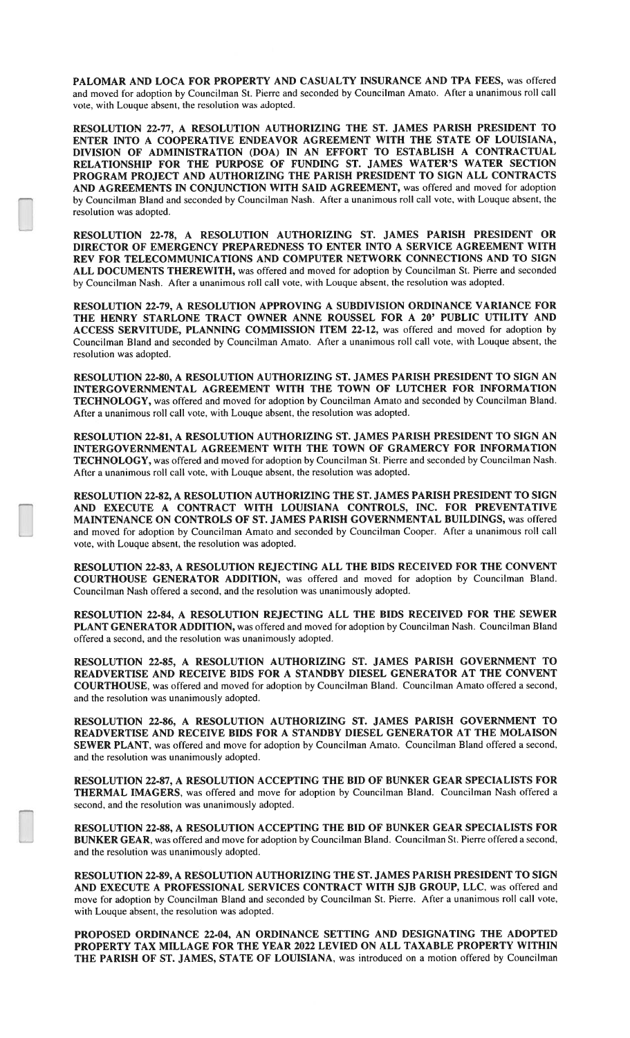**PALOMAR AND LOCA FOR PROPERTY AND CASUALTY INSURANCE AND TPA FEES,** was offered and moved for adoption by Councilman St. Pierre and seconded by Councilman Amato. After a unanimous roll call vote, with Louque absent, the resolution was adopted.

**RESOLUTION 22-77, A RESOLUTION AUTHORIZING THE ST. JAMES PARISH PRESIDENT TO ENTER INTO A COOPERATIVE ENDEAVOR AGREEMENT WITH THE STATE OF LOUISIANA, DIVISION OF ADMINISTRATION (DOA) IN AN EFFORT TO ESTABLISH A CONTRACTUAL RELATIONSHIP FOR THE PURPOSE OF FUNDING ST. JAMES WATER'S WATER SECTION PROGRAM PROJECT AND AUTHORIZING THE PARISH PRESIDENT TO SIGN ALL CONTRACTS AND AGREEMENTS IN CONJUNCTION WITH SAID AGREEMENT,** was offered and moved for adoption by Councilman Bland and seconded by Councilman Nash. After a unanimous roll call vote, with Louque absent, the resolution was adopted.

**RESOLUTION 22-78, A RESOLUTION AUTHORIZING ST. JAMES PARISH PRESIDENT OR DIRECTOR OF EMERGENCY PREPAREDNESS TO ENTER INTO A SERVICE AGREEMENT WITH REV FOR TELECOMMUNICATIONS AND COMPUTER NETWORK CONNECTIONS AND TO SIGN ALL DOCUMENTS THEREWITH,** was offered and moved for adoption by Councilman St. Pierre and seconded by Councilman Nash. After a unanimous roll call vote, with Louque absent, the resolution was adopted.

**RESOLUTION 22-79, A RESOLUTION APPROVING A SUBDIVISION ORDINANCE VARIANCE FOR THE HENRY STARLONE TRACT OWNER ANNE ROUSSEL FOR A 20' PUBLIC UTILITY AND ACCESS SERVITUDE, PLANNING COMMISSION ITEM 22-12,** was offered and moved for adoption by Councilman Bland and seconded by Councilman Amato. After a unanimous roll call vote, with Louque absent, the resolution was adopted.

**RESOLUTION 22-80, A RESOLUTION AUTHORIZING ST. JAMES PARISH PRESIDENT TO SIGN AN INTERGOVERNMENTAL AGREEMENT WITH THE TOWN OF LUTCHER FOR INFORMATION TECHNOLOGY,** was offered and moved for adoption by Councilman Amato and seconded by Councilman Bland. After a unanimous roll call vote, with Louque absent, the resolution was adopted.

**RESOLUTION 22-81, A RESOLUTION AUTHORIZING ST. JAMES PARISH PRESIDENT TO SIGN AN INTERGOVERNMENTAL AGREEMENT WITH THE TOWN OF GRAMERCY FOR INFORMATION TECHNOLOGY,** was offered and moved for adoption by Councilman St. Pierre and seconded by Councilman Nash. After a unanimous roll call vote, with Louque absent, the resolution was adopted.

**RESOLUTION 22-82, A RESOLUTION AUTHORIZING THE ST. JAMES PARISH PRESIDENT TO SIGN AND EXECUTE A CONTRACT WITH LOUISIANA CONTROLS, INC. FOR PREVENTATIVE MAINTENANCE ON CONTROLS OF ST. JAMES PARISH GOVERNMENTAL BUILDINGS,** was offered and moved for adoption by Councilman Amato and seconded by Councilman Cooper. After a unanimous roll call vote, with Louque absent, the resolution was adopted.

**RESOLUTION 22-83, A RESOLUTION REJECTING ALL THE BIDS RECEIVED FOR THE CONVENT COURTHOUSE GENERATOR ADDITION,** was offered and moved for adoption by Councilman Bland. Councilman Nash offered a second, and the resolution was unanimously adopted.

**RESOLUTION 22-84, A RESOLUTION REJECTING ALL THE BIDS RECEIVED FOR THE SEWER PLANT GENERATOR ADDITION,** was offered and moved for adoption by Councilman Nash. Councilman Bland offered a second, and the resolution was unanimously adopted.

**RESOLUTION 22-85, A RESOLUTION AUTHORIZING ST. JAMES PARISH GOVERNMENT TO READVERTISE AND RECEIVE BIDS FOR A STANDBY DIESEL GENERATOR AT THE CONVENT COURTHOUSE,** was offered and moved for adoption by Councilman Bland. Councilman Amato offered a second, and the resolution was unanimously adopted.

**RESOLUTION 22-86, A RESOLUTION AUTHORIZING ST. JAMES PARISH GOVERNMENT TO READVERTISE AND RECEIVE BIDS FOR A STANDBY DIESEL GENERATOR AT THE MOLAISON SEWER PLANT,** was offered and move for adoption by Councilman Amato. Councilman Bland offered a second, and the resolution was unanimously adopted.

**RESOLUTION 22-87, A RESOLUTION ACCEPTING THE BID OF BUNKER GEAR SPECIALISTS FOR THERMAL IMAGERS,** was offered and move for adoption by Councilman Bland. Councilman Nash offered a second, and the resolution was unanimously adopted.

**RESOLUTION 22-88, A RESOLUTION ACCEPTING THE BID OF BUNKER GEAR SPECIALISTS FOR BUNKER GEAR,** was offered and move for adoption by Councilman Bland. Councilman St. Pierre offered a second, and the resolution was unanimously adopted.

**RESOLUTION 22-89, A RESOLUTION AUTHORIZING THE ST. JAMES PARISH PRESIDENT TO SIGN AND EXECUTE A PROFESSIONAL SERVICES CONTRACT WITH SJB GROUP, LLC,** was offered and move for adoption by Councilman Bland and seconded by Councilman St. Pierre. After a unanimous roll call vote, with Louque absent, the resolution was adopted.

**PROPOSED ORDINANCE 22-04, AN ORDINANCE SETTING AND DESIGNATING THE ADOPTED PROPERTY TAX MILLAGE FOR THE YEAR 2022 LEVIED ON ALL TAXABLE PROPERTY WITHIN THE PARISH OF ST. JAMES, STATE OF LOUISIANA,** was introduced on a motion offered by Councilman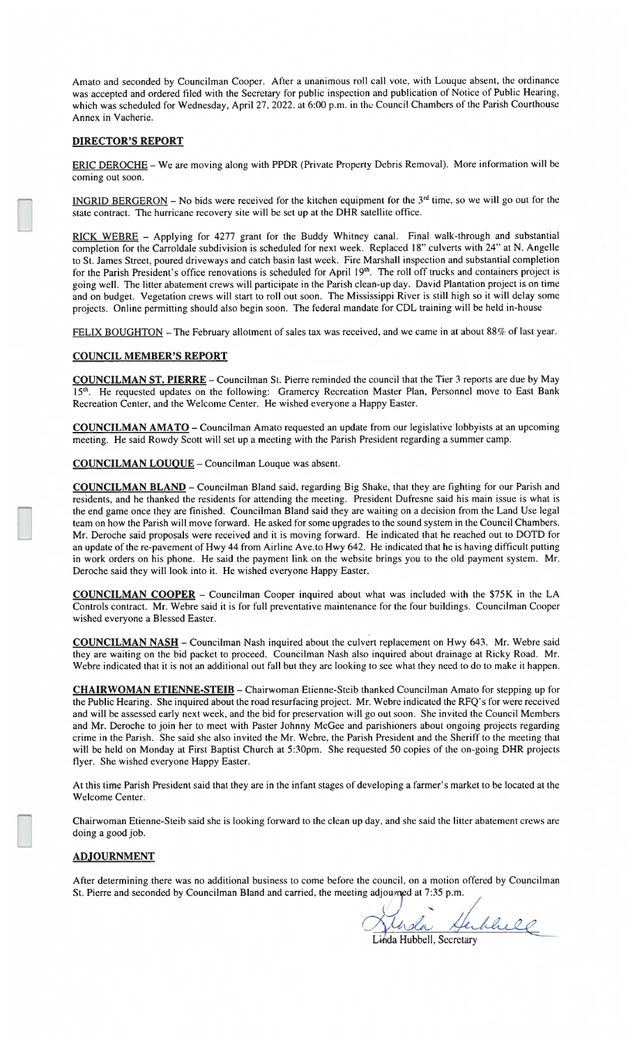Amato and seconded by Councilman Cooper. After a unanimous roll call vote, with Louque absent, the ordinance was accepted and ordered filed with the Secretary for public inspection and publication of Notice of Public Hearing, which was scheduled for Wednesday, April 27, 2022, at 6:00 p.m. in the Council Chambers of the Parish Courthouse Annex in Vacherie.

## DIRECTOR'S REPORT

ERIC DEROCHE – We are moving along with PPDR (Private Property Debris Removal). More information will be coming out soon.

INGRID BERGERON – No bids were received for the kitchen equipment for the 3rd time, so we will go out for the state contract. The hurricane recovery site will be set up at the DHR satellite office.

RICK WEBRE – Applying for 4277 grant for the Buddy Whitney canal. Final walk-through and substantial completion for the Carroldale subdivision is scheduled for next week. Replaced 18" culverts with 24" at N. Angelle to St. James Street, poured driveways and catch basin last week. Fire Marshall inspection and substantial completion for the Parish President's office renovations is scheduled for April 19th. The roll off trucks and containers project is going well. The litter abatement crews will participate in the Parish clean-up day. David Plantation project is on time and on budget. Vegetation crews will start to roll out soon. The Mississippi River is still high so it will delay some projects. Online permitting should also begin soon. The federal mandate for CDL training will be held in-house

FELIX BOUGHTON – The February allotment of sales tax was received, and we came in at about 88% of last year.

## COUNCIL MEMBER'S REPORT

**COUNCILMAN ST. PIERRE** – Councilman St. Pierre reminded the council that the Tier 3 reports are due by May 15th. He requested updates on the following: Gramercy Recreation Master Plan, Personnel move to East Bank Recreation Center, and the Welcome Center. He wished everyone a Happy Easter.

**COUNCILMAN AMATO** – Councilman Amato requested an update from our legislative lobbyists at an upcoming meeting. He said Rowdy Scott will set up a meeting with the Parish President regarding a summer camp.

**COUNCILMAN LOUQUE** – Councilman Louque was absent.

**COUNCILMAN BLAND** – Councilman Bland said, regarding Big Shake, that they are fighting for our Parish and residents, and he thanked the residents for attending the meeting. President Dufresne said his main issue is what is the end game once they are finished. Councilman Bland said they are waiting on a decision from the Land Use legal team on how the Parish will move forward. He asked for some upgrades to the sound system in the Council Chambers. Mr. Deroche said proposals were received and it is moving forward. He indicated that he reached out to DOTD for an update of the re-pavement of Hwy 44 from Airline Ave.to Hwy 642. He indicated that he is having difficult putting in work orders on his phone. He said the payment link on the website brings you to the old payment system. Mr. Deroche said they will look into it. He wished everyone Happy Easter.

**COUNCILMAN COOPER** – Councilman Cooper inquired about what was included with the $75K in the LA Controls contract. Mr. Webre said it is for full preventative maintenance for the four buildings. Councilman Cooper wished everyone a Blessed Easter.

**COUNCILMAN NASH** – Councilman Nash inquired about the culvert replacement on Hwy 643. Mr. Webre said they are waiting on the bid packet to proceed. Councilman Nash also inquired about drainage at Ricky Road. Mr. Webre indicated that it is not an additional out fall but they are looking to see what they need to do to make it happen.

**CHAIRWOMAN ETIENNE-STEIB** – Chairwoman Etienne-Steib thanked Councilman Amato for stepping up for the Public Hearing. She inquired about the road resurfacing project. Mr. Webre indicated the RFQ's for were received and will be assessed early next week, and the bid for preservation will go out soon. She invited the Council Members and Mr. Deroche to join her to meet with Paster Johnny McGee and parishioners about ongoing projects regarding crime in the Parish. She said she also invited the Mr. Webre, the Parish President and the Sheriff to the meeting that will be held on Monday at First Baptist Church at 5:30pm. She requested 50 copies of the on-going DHR projects flyer. She wished everyone Happy Easter.

At this time Parish President said that they are in the infant stages of developing a farmer's market to be located at the Welcome Center.

Chairwoman Etienne-Steib said she is looking forward to the clean up day, and she said the litter abatement crews are doing a good job.

## ADJOURNMENT

After determining there was no additional business to come before the council, on a motion offered by Councilman St. Pierre and seconded by Councilman Bland and carried, the meeting adjourned at 7:35 p.m.

Linda Hubbell, Secretary